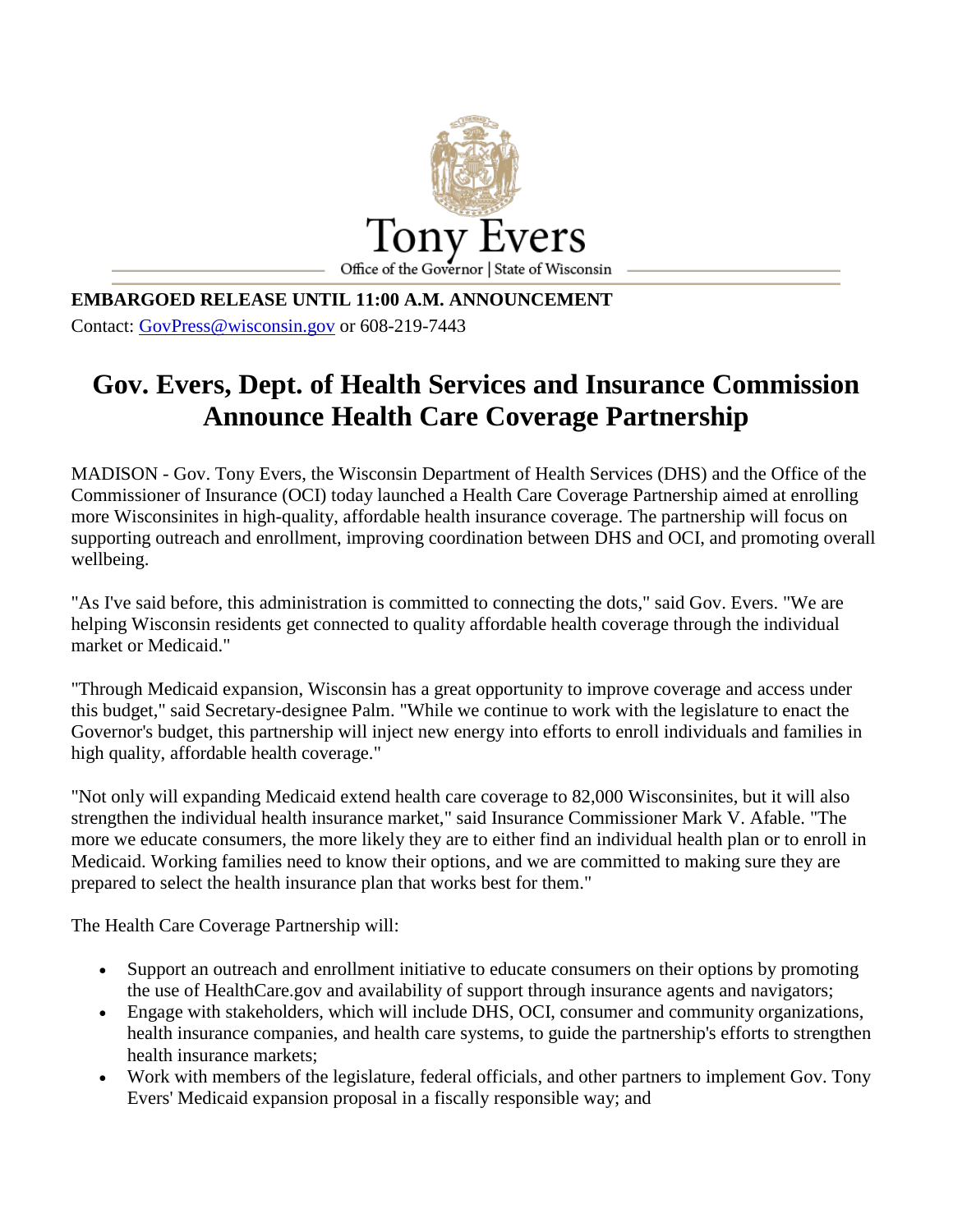Tony Evers

Office of the Governor | State of Wisconsin

**EMBARGOED RELEASE UNTIL 11:00 A.M. ANNOUNCEMENT**

Contact: GovPress@wisconsin.gov or 608-219-7443

# Gov. Evers, Dept. of Health Services and Insurance Commission Announce Health Care Coverage Partnership

MADISON - Gov. Tony Evers, the Wisconsin Department of Health Services (DHS) and the Office of the Commissioner of Insurance (OCI) today launched a Health Care Coverage Partnership aimed at enrolling more Wisconsinites in high-quality, affordable health insurance coverage. The partnership will focus on supporting outreach and enrollment, improving coordination between DHS and OCI, and promoting overall wellbeing.

"As I've said before, this administration is committed to connecting the dots," said Gov. Evers. "We are helping Wisconsin residents get connected to quality affordable health coverage through the individual market or Medicaid."

"Through Medicaid expansion, Wisconsin has a great opportunity to improve coverage and access under this budget," said Secretary-designee Palm. "While we continue to work with the legislature to enact the Governor's budget, this partnership will inject new energy into efforts to enroll individuals and families in high quality, affordable health coverage."

"Not only will expanding Medicaid extend health care coverage to 82,000 Wisconsinites, but it will also strengthen the individual health insurance market," said Insurance Commissioner Mark V. Afable. "The more we educate consumers, the more likely they are to either find an individual health plan or to enroll in Medicaid. Working families need to know their options, and we are committed to making sure they are prepared to select the health insurance plan that works best for them."

The Health Care Coverage Partnership will:

- Support an outreach and enrollment initiative to educate consumers on their options by promoting the use of HealthCare.gov and availability of support through insurance agents and navigators;
- Engage with stakeholders, which will include DHS, OCI, consumer and community organizations, health insurance companies, and health care systems, to guide the partnership's efforts to strengthen health insurance markets;
- Work with members of the legislature, federal officials, and other partners to implement Gov. Tony Evers' Medicaid expansion proposal in a fiscally responsible way; and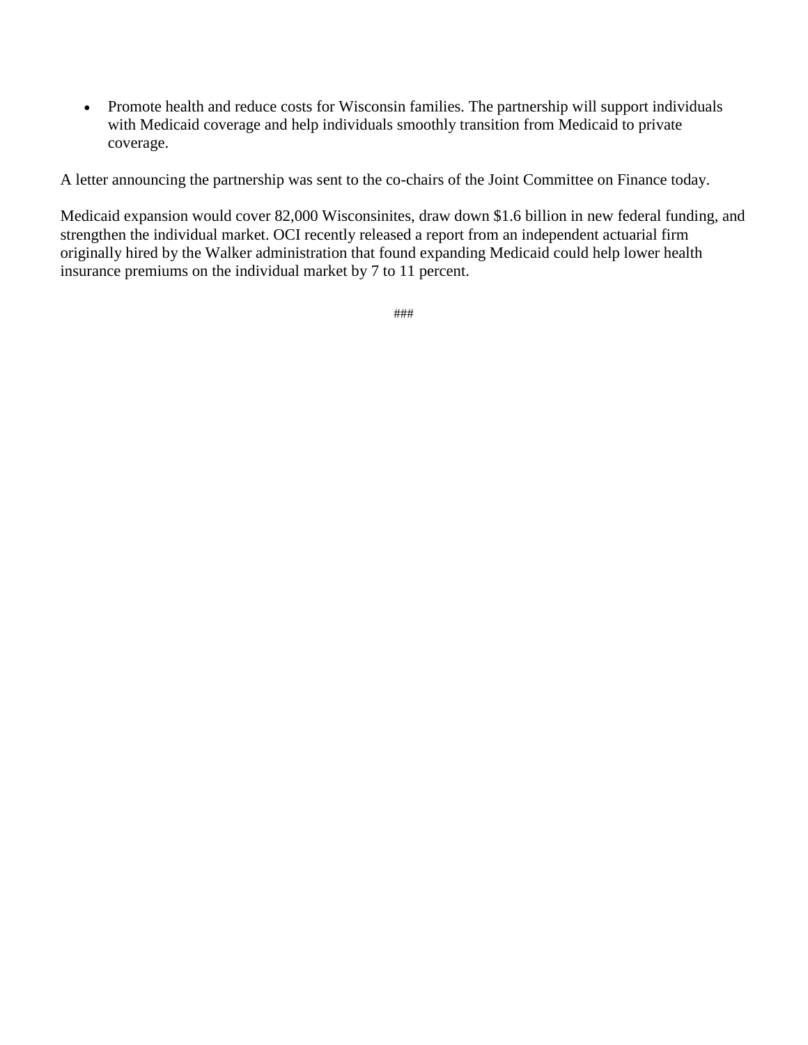- Promote health and reduce costs for Wisconsin families. The partnership will support individuals with Medicaid coverage and help individuals smoothly transition from Medicaid to private coverage.

A letter announcing the partnership was sent to the co-chairs of the Joint Committee on Finance today.

Medicaid expansion would cover 82,000 Wisconsinites, draw down $1.6 billion in new federal funding, and strengthen the individual market. OCI recently released a report from an independent actuarial firm originally hired by the Walker administration that found expanding Medicaid could help lower health insurance premiums on the individual market by 7 to 11 percent.

###